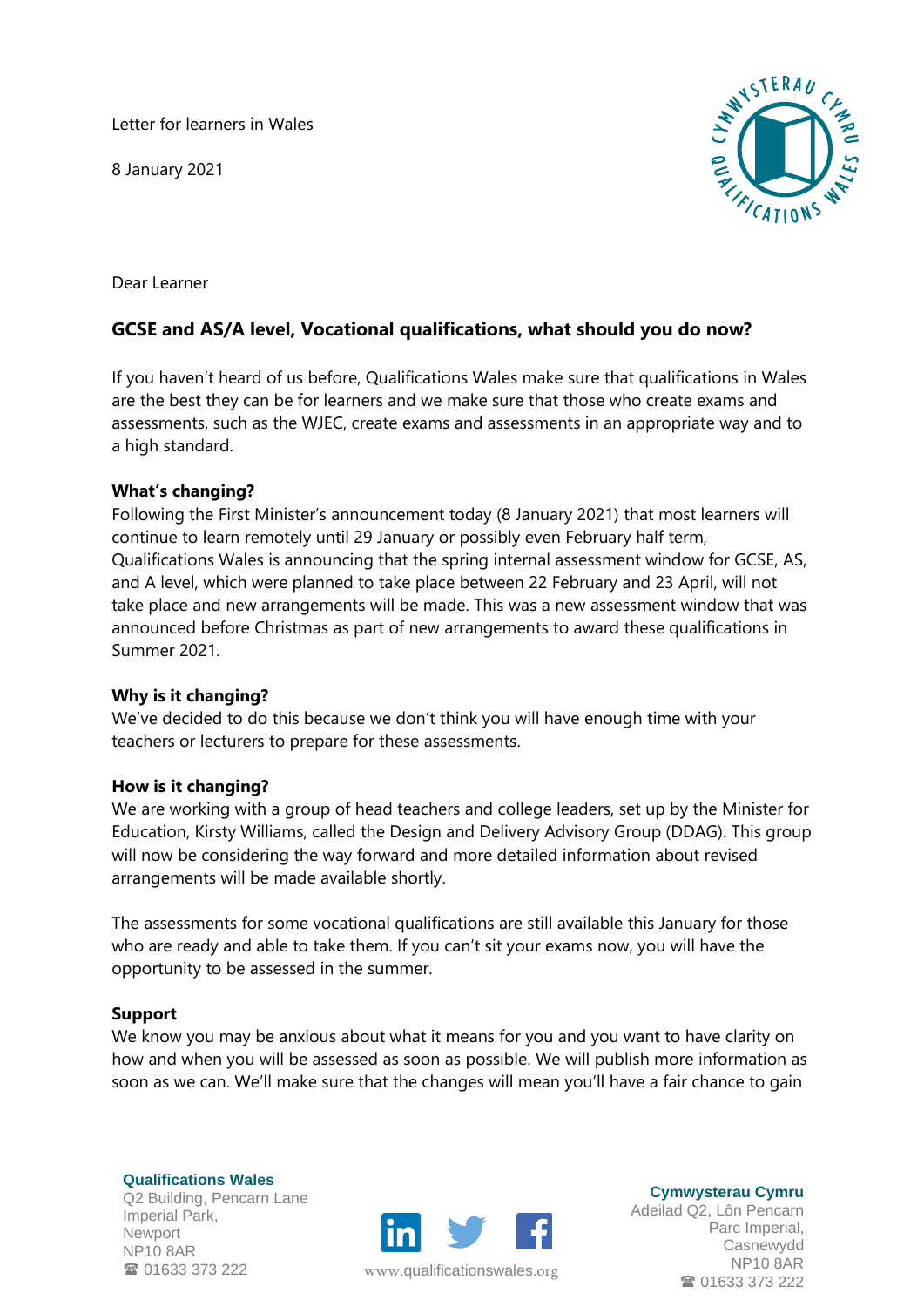Letter for learners in Wales

8 January 2021

Dear Learner

## GCSE and AS/A level, Vocational qualifications, what should you do now?

If you haven't heard of us before, Qualifications Wales make sure that qualifications in Wales are the best they can be for learners and we make sure that those who create exams and assessments, such as the WJEC, create exams and assessments in an appropriate way and to a high standard.

### What's changing?

Following the First Minister's announcement today (8 January 2021) that most learners will continue to learn remotely until 29 January or possibly even February half term, Qualifications Wales is announcing that the spring internal assessment window for GCSE, AS, and A level, which were planned to take place between 22 February and 23 April, will not take place and new arrangements will be made. This was a new assessment window that was announced before Christmas as part of new arrangements to award these qualifications in Summer 2021.

### Why is it changing?

We've decided to do this because we don't think you will have enough time with your teachers or lecturers to prepare for these assessments.

### How is it changing?

We are working with a group of head teachers and college leaders, set up by the Minister for Education, Kirsty Williams, called the Design and Delivery Advisory Group (DDAG). This group will now be considering the way forward and more detailed information about revised arrangements will be made available shortly.

The assessments for some vocational qualifications are still available this January for those who are ready and able to take them. If you can't sit your exams now, you will have the opportunity to be assessed in the summer.

### Support

We know you may be anxious about what it means for you and you want to have clarity on how and when you will be assessed as soon as possible. We will publish more information as soon as we can. We'll make sure that the changes will mean you'll have a fair chance to gain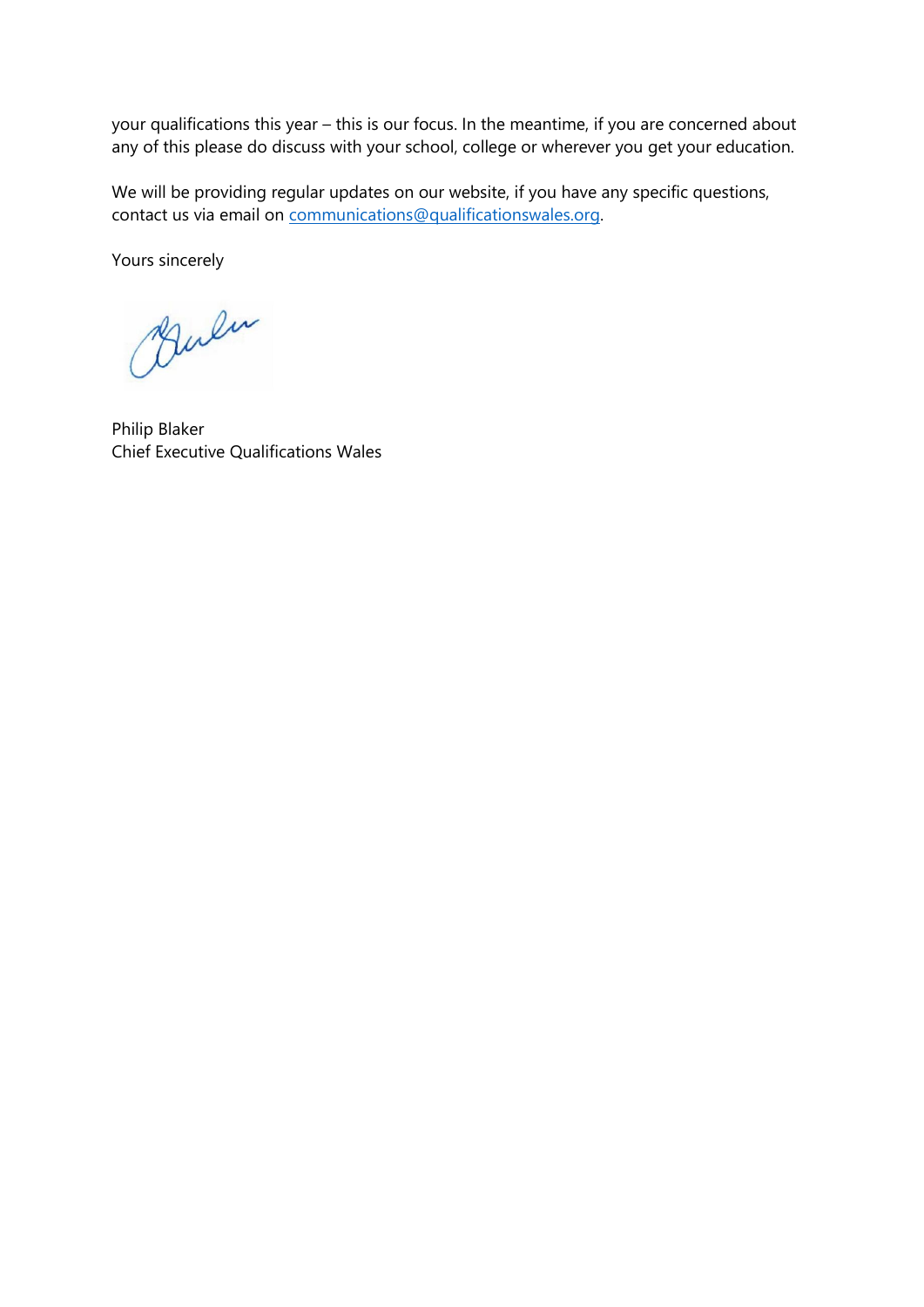your qualifications this year – this is our focus. In the meantime, if you are concerned about any of this please do discuss with your school, college or wherever you get your education.

We will be providing regular updates on our website, if you have any specific questions, contact us via email on [communications@qualificationswales.org](mailto:communications@qualificationswales.org).

Yours sincerely

Philip Blaker
Chief Executive Qualifications Wales